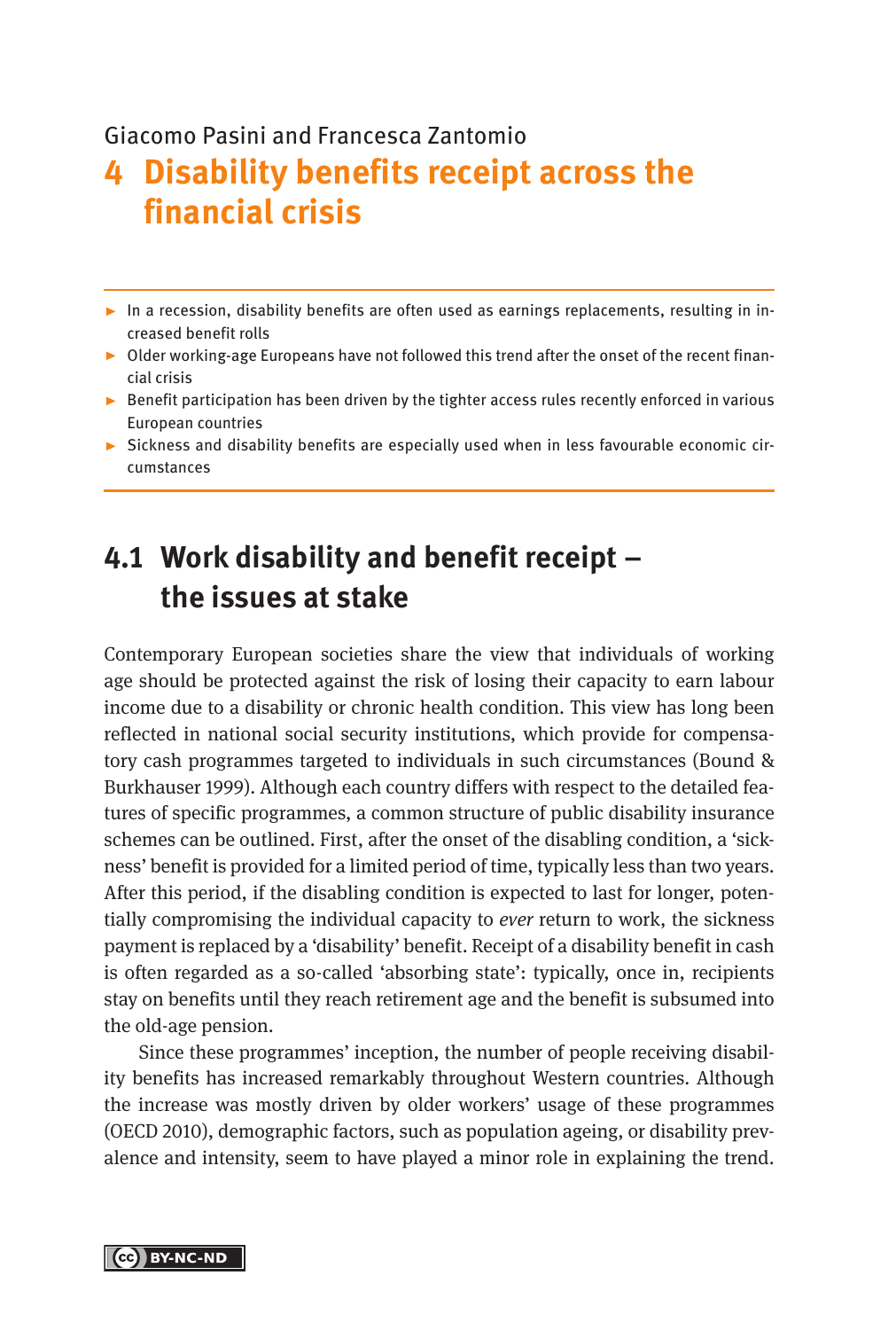Giacomo Pasini and Francesca Zantomio

# 4 Disability benefits receipt across the financial crisis

- In a recession, disability benefits are often used as earnings replacements, resulting in increased benefit rolls
- Older working-age Europeans have not followed this trend after the onset of the recent financial crisis
- Benefit participation has been driven by the tighter access rules recently enforced in various European countries
- Sickness and disability benefits are especially used when in less favourable economic circumstances

## 4.1 Work disability and benefit receipt – the issues at stake

Contemporary European societies share the view that individuals of working age should be protected against the risk of losing their capacity to earn labour income due to a disability or chronic health condition. This view has long been reflected in national social security institutions, which provide for compensatory cash programmes targeted to individuals in such circumstances (Bound & Burkhauser 1999). Although each country differs with respect to the detailed features of specific programmes, a common structure of public disability insurance schemes can be outlined. First, after the onset of the disabling condition, a 'sickness' benefit is provided for a limited period of time, typically less than two years. After this period, if the disabling condition is expected to last for longer, potentially compromising the individual capacity to *ever* return to work, the sickness payment is replaced by a 'disability' benefit. Receipt of a disability benefit in cash is often regarded as a so-called 'absorbing state': typically, once in, recipients stay on benefits until they reach retirement age and the benefit is subsumed into the old-age pension.

Since these programmes' inception, the number of people receiving disability benefits has increased remarkably throughout Western countries. Although the increase was mostly driven by older workers' usage of these programmes (OECD 2010), demographic factors, such as population ageing, or disability prevalence and intensity, seem to have played a minor role in explaining the trend.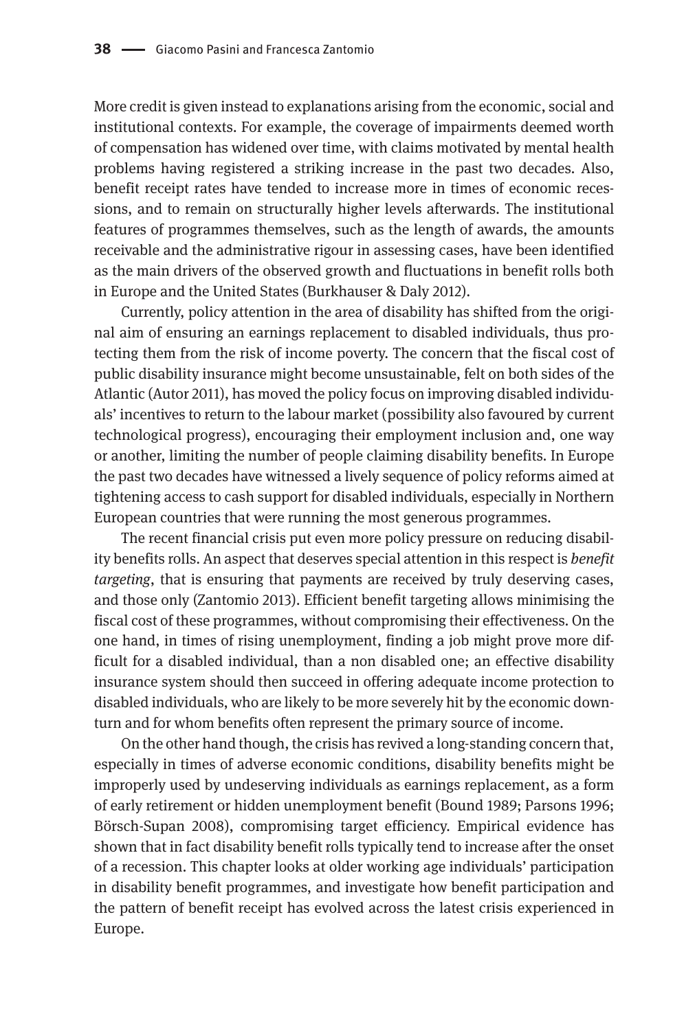More credit is given instead to explanations arising from the economic, social and institutional contexts. For example, the coverage of impairments deemed worth of compensation has widened over time, with claims motivated by mental health problems having registered a striking increase in the past two decades. Also, benefit receipt rates have tended to increase more in times of economic recessions, and to remain on structurally higher levels afterwards. The institutional features of programmes themselves, such as the length of awards, the amounts receivable and the administrative rigour in assessing cases, have been identified as the main drivers of the observed growth and fluctuations in benefit rolls both in Europe and the United States (Burkhauser & Daly 2012).

Currently, policy attention in the area of disability has shifted from the original aim of ensuring an earnings replacement to disabled individuals, thus protecting them from the risk of income poverty. The concern that the fiscal cost of public disability insurance might become unsustainable, felt on both sides of the Atlantic (Autor 2011), has moved the policy focus on improving disabled individuals' incentives to return to the labour market (possibility also favoured by current technological progress), encouraging their employment inclusion and, one way or another, limiting the number of people claiming disability benefits. In Europe the past two decades have witnessed a lively sequence of policy reforms aimed at tightening access to cash support for disabled individuals, especially in Northern European countries that were running the most generous programmes.

The recent financial crisis put even more policy pressure on reducing disability benefits rolls. An aspect that deserves special attention in this respect is *benefit targeting*, that is ensuring that payments are received by truly deserving cases, and those only (Zantomio 2013). Efficient benefit targeting allows minimising the fiscal cost of these programmes, without compromising their effectiveness. On the one hand, in times of rising unemployment, finding a job might prove more difficult for a disabled individual, than a non disabled one; an effective disability insurance system should then succeed in offering adequate income protection to disabled individuals, who are likely to be more severely hit by the economic downturn and for whom benefits often represent the primary source of income.

On the other hand though, the crisis has revived a long-standing concern that, especially in times of adverse economic conditions, disability benefits might be improperly used by undeserving individuals as earnings replacement, as a form of early retirement or hidden unemployment benefit (Bound 1989; Parsons 1996; Börsch-Supan 2008), compromising target efficiency. Empirical evidence has shown that in fact disability benefit rolls typically tend to increase after the onset of a recession. This chapter looks at older working age individuals' participation in disability benefit programmes, and investigate how benefit participation and the pattern of benefit receipt has evolved across the latest crisis experienced in Europe.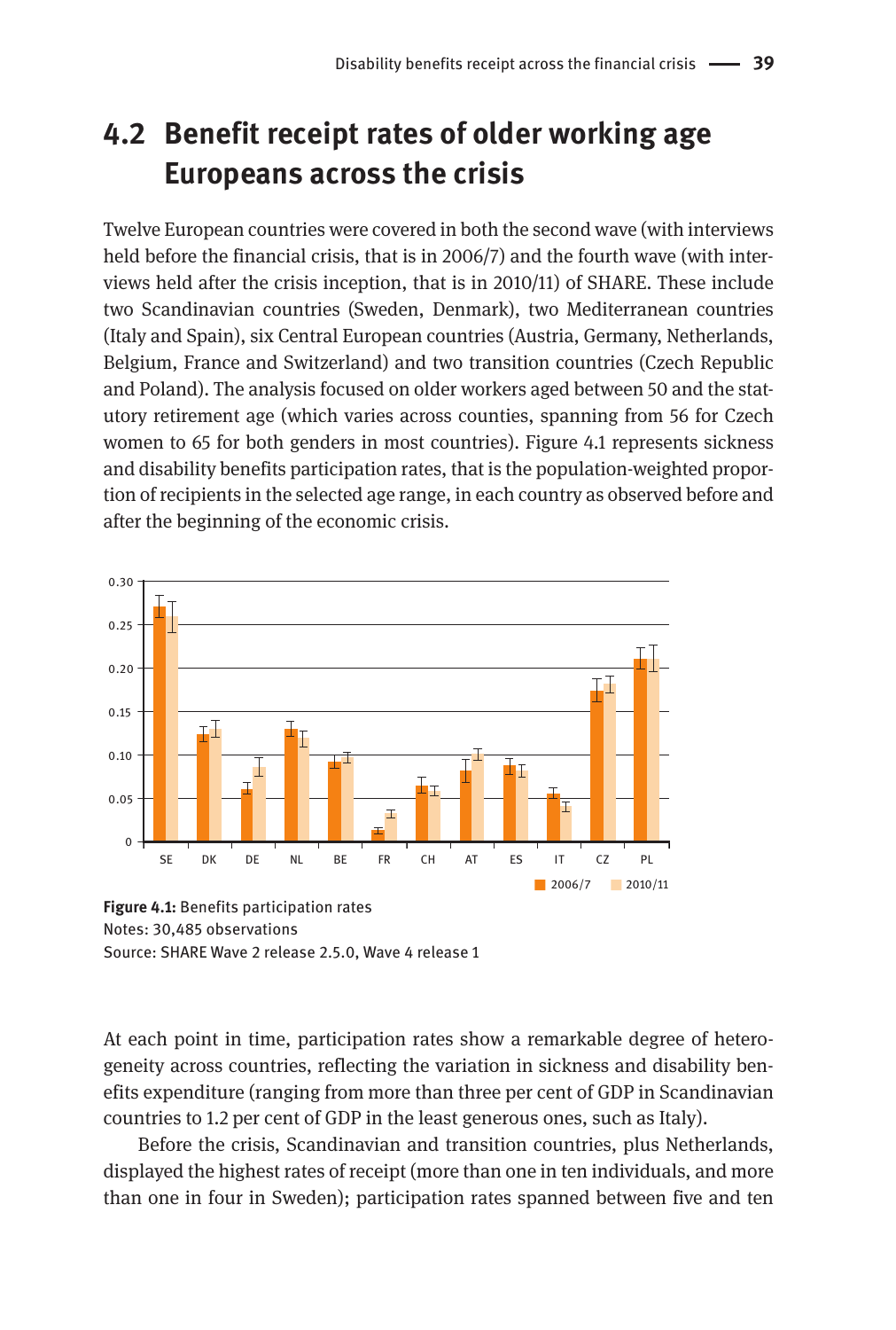## 4.2 Benefit receipt rates of older working age Europeans across the crisis

Twelve European countries were covered in both the second wave (with interviews held before the financial crisis, that is in 2006/7) and the fourth wave (with interviews held after the crisis inception, that is in 2010/11) of SHARE. These include two Scandinavian countries (Sweden, Denmark), two Mediterranean countries (Italy and Spain), six Central European countries (Austria, Germany, Netherlands, Belgium, France and Switzerland) and two transition countries (Czech Republic and Poland). The analysis focused on older workers aged between 50 and the statutory retirement age (which varies across counties, spanning from 56 for Czech women to 65 for both genders in most countries). Figure 4.1 represents sickness and disability benefits participation rates, that is the population-weighted proportion of recipients in the selected age range, in each country as observed before and after the beginning of the economic crisis.

**Figure 4.1:** Benefits participation rates
Notes: 30,485 observations
Source: SHARE Wave 2 release 2.5.0, Wave 4 release 1

At each point in time, participation rates show a remarkable degree of heterogeneity across countries, reflecting the variation in sickness and disability benefits expenditure (ranging from more than three per cent of GDP in Scandinavian countries to 1.2 per cent of GDP in the least generous ones, such as Italy).

Before the crisis, Scandinavian and transition countries, plus Netherlands, displayed the highest rates of receipt (more than one in ten individuals, and more than one in four in Sweden); participation rates spanned between five and ten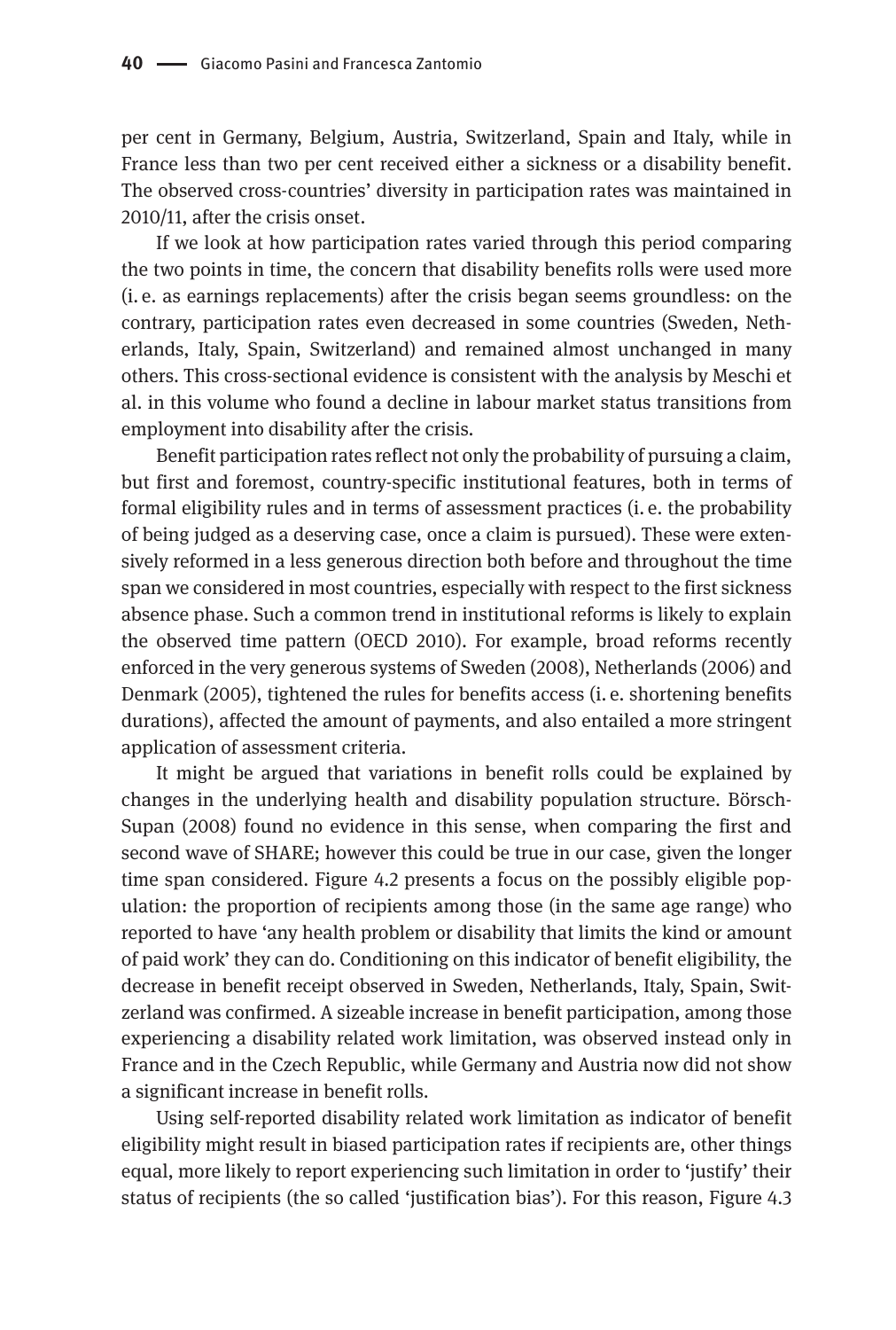per cent in Germany, Belgium, Austria, Switzerland, Spain and Italy, while in France less than two per cent received either a sickness or a disability benefit. The observed cross-countries' diversity in participation rates was maintained in 2010/11, after the crisis onset.

If we look at how participation rates varied through this period comparing the two points in time, the concern that disability benefits rolls were used more (i. e. as earnings replacements) after the crisis began seems groundless: on the contrary, participation rates even decreased in some countries (Sweden, Netherlands, Italy, Spain, Switzerland) and remained almost unchanged in many others. This cross-sectional evidence is consistent with the analysis by Meschi et al. in this volume who found a decline in labour market status transitions from employment into disability after the crisis.

Benefit participation rates reflect not only the probability of pursuing a claim, but first and foremost, country-specific institutional features, both in terms of formal eligibility rules and in terms of assessment practices (i. e. the probability of being judged as a deserving case, once a claim is pursued). These were extensively reformed in a less generous direction both before and throughout the time span we considered in most countries, especially with respect to the first sickness absence phase. Such a common trend in institutional reforms is likely to explain the observed time pattern (OECD 2010). For example, broad reforms recently enforced in the very generous systems of Sweden (2008), Netherlands (2006) and Denmark (2005), tightened the rules for benefits access (i. e. shortening benefits durations), affected the amount of payments, and also entailed a more stringent application of assessment criteria.

It might be argued that variations in benefit rolls could be explained by changes in the underlying health and disability population structure. Börsch-Supan (2008) found no evidence in this sense, when comparing the first and second wave of SHARE; however this could be true in our case, given the longer time span considered. Figure 4.2 presents a focus on the possibly eligible population: the proportion of recipients among those (in the same age range) who reported to have 'any health problem or disability that limits the kind or amount of paid work' they can do. Conditioning on this indicator of benefit eligibility, the decrease in benefit receipt observed in Sweden, Netherlands, Italy, Spain, Switzerland was confirmed. A sizeable increase in benefit participation, among those experiencing a disability related work limitation, was observed instead only in France and in the Czech Republic, while Germany and Austria now did not show a significant increase in benefit rolls.

Using self-reported disability related work limitation as indicator of benefit eligibility might result in biased participation rates if recipients are, other things equal, more likely to report experiencing such limitation in order to 'justify' their status of recipients (the so called 'justification bias'). For this reason, Figure 4.3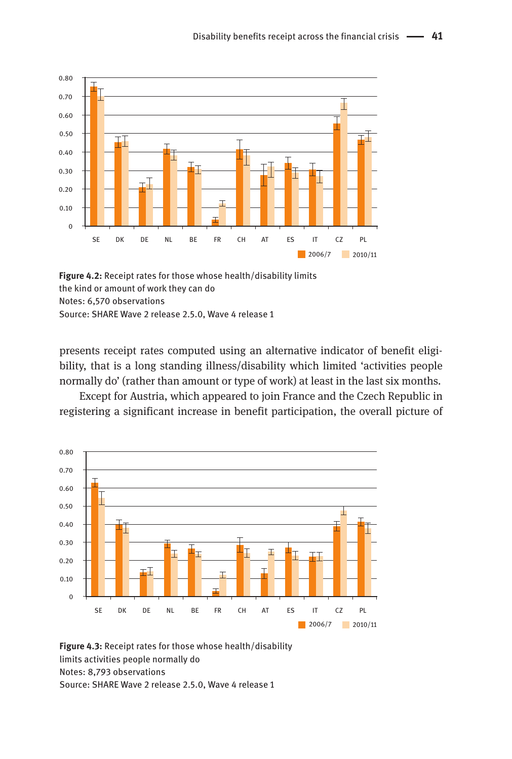**Figure 4.2:** Receipt rates for those whose health/disability limits the kind or amount of work they can do
Notes: 6,570 observations
Source: SHARE Wave 2 release 2.5.0, Wave 4 release 1

presents receipt rates computed using an alternative indicator of benefit eligibility, that is a long standing illness/disability which limited 'activities people normally do' (rather than amount or type of work) at least in the last six months.

Except for Austria, which appeared to join France and the Czech Republic in registering a significant increase in benefit participation, the overall picture of

**Figure 4.3:** Receipt rates for those whose health/disability limits activities people normally do
Notes: 8,793 observations
Source: SHARE Wave 2 release 2.5.0, Wave 4 release 1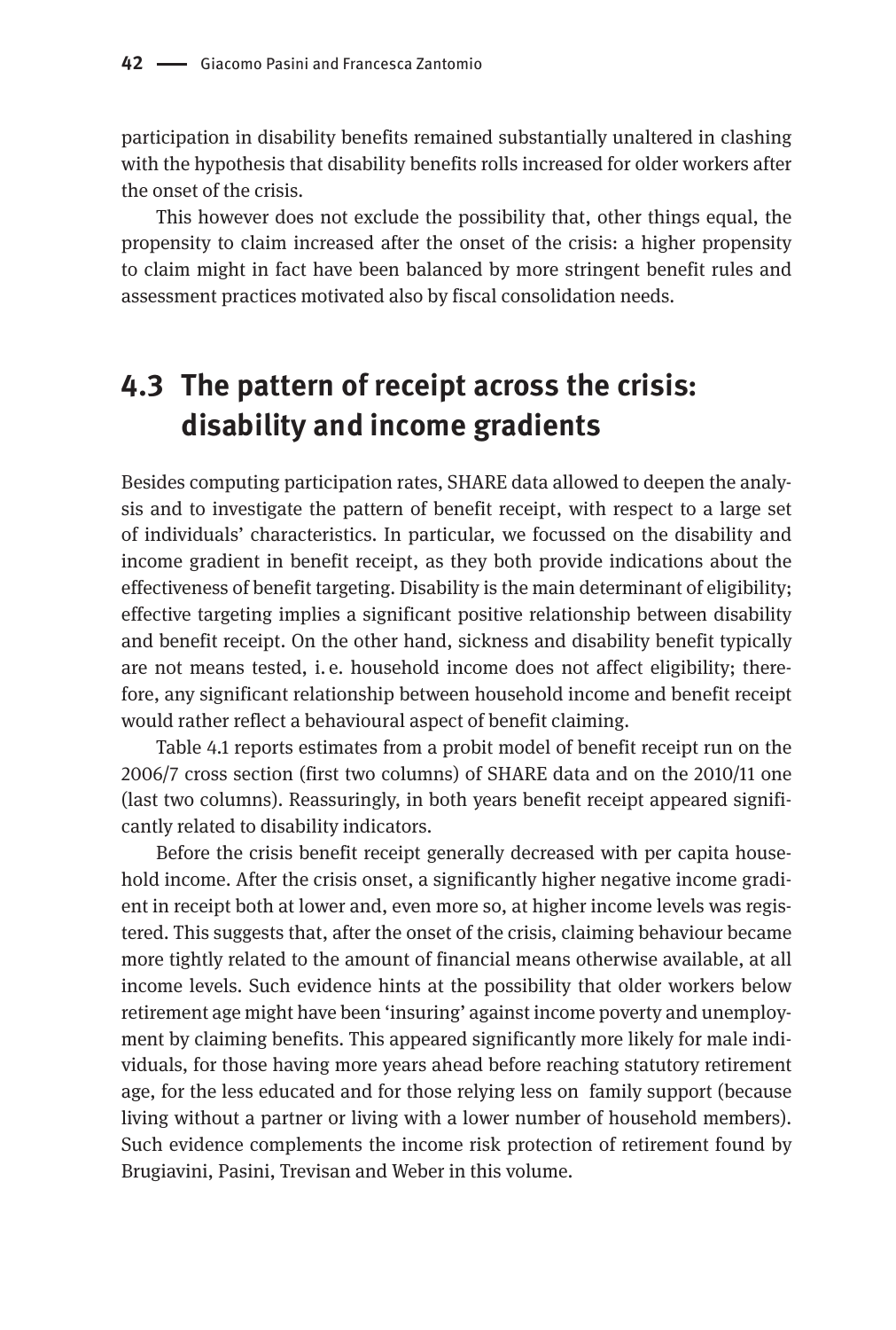participation in disability benefits remained substantially unaltered in clashing with the hypothesis that disability benefits rolls increased for older workers after the onset of the crisis.

This however does not exclude the possibility that, other things equal, the propensity to claim increased after the onset of the crisis: a higher propensity to claim might in fact have been balanced by more stringent benefit rules and assessment practices motivated also by fiscal consolidation needs.

## 4.3 The pattern of receipt across the crisis: disability and income gradients

Besides computing participation rates, SHARE data allowed to deepen the analysis and to investigate the pattern of benefit receipt, with respect to a large set of individuals' characteristics. In particular, we focussed on the disability and income gradient in benefit receipt, as they both provide indications about the effectiveness of benefit targeting. Disability is the main determinant of eligibility; effective targeting implies a significant positive relationship between disability and benefit receipt. On the other hand, sickness and disability benefit typically are not means tested, i.e. household income does not affect eligibility; therefore, any significant relationship between household income and benefit receipt would rather reflect a behavioural aspect of benefit claiming.

Table 4.1 reports estimates from a probit model of benefit receipt run on the 2006/7 cross section (first two columns) of SHARE data and on the 2010/11 one (last two columns). Reassuringly, in both years benefit receipt appeared significantly related to disability indicators.

Before the crisis benefit receipt generally decreased with per capita household income. After the crisis onset, a significantly higher negative income gradient in receipt both at lower and, even more so, at higher income levels was registered. This suggests that, after the onset of the crisis, claiming behaviour became more tightly related to the amount of financial means otherwise available, at all income levels. Such evidence hints at the possibility that older workers below retirement age might have been 'insuring' against income poverty and unemployment by claiming benefits. This appeared significantly more likely for male individuals, for those having more years ahead before reaching statutory retirement age, for the less educated and for those relying less on family support (because living without a partner or living with a lower number of household members). Such evidence complements the income risk protection of retirement found by Brugiavini, Pasini, Trevisan and Weber in this volume.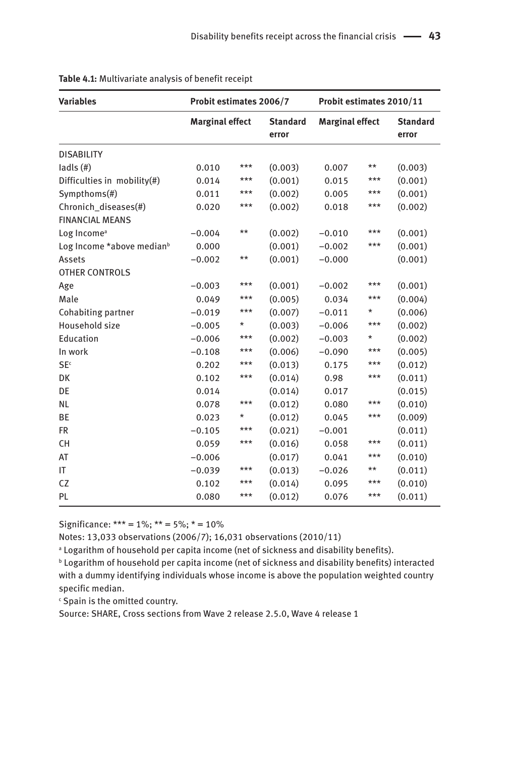**Table 4.1:** Multivariate analysis of benefit receipt

| Variables | Probit estimates 2006/7 | | | Probit estimates 2010/11 | | |
|---|---|---|---|---|---|---|
| | Marginal effect | | Standard error | Marginal effect | | Standard error |
| DISABILITY | | | | | | |
| Iadls (#) | 0.010 | *** | (0.003) | 0.007 | ** | (0.003) |
| Difficulties in mobility(#) | 0.014 | *** | (0.001) | 0.015 | *** | (0.001) |
| Sympthoms(#) | 0.011 | *** | (0.002) | 0.005 | *** | (0.001) |
| Chronich_diseases(#) | 0.020 | *** | (0.002) | 0.018 | *** | (0.002) |
| FINANCIAL MEANS | | | | | | |
| Log Income[a] | −0.004 | ** | (0.002) | −0.010 | *** | (0.001) |
| Log Income *above median[b] | 0.000 | | (0.001) | −0.002 | *** | (0.001) |
| Assets | −0.002 | ** | (0.001) | −0.000 | | (0.001) |
| OTHER CONTROLS | | | | | | |
| Age | −0.003 | *** | (0.001) | −0.002 | *** | (0.001) |
| Male | 0.049 | *** | (0.005) | 0.034 | *** | (0.004) |
| Cohabiting partner | −0.019 | *** | (0.007) | −0.011 | * | (0.006) |
| Household size | −0.005 | * | (0.003) | −0.006 | *** | (0.002) |
| Education | −0.006 | *** | (0.002) | −0.003 | * | (0.002) |
| In work | −0.108 | *** | (0.006) | −0.090 | *** | (0.005) |
| SE[c] | 0.202 | *** | (0.013) | 0.175 | *** | (0.012) |
| DK | 0.102 | *** | (0.014) | 0.98 | *** | (0.011) |
| DE | 0.014 | | (0.014) | 0.017 | | (0.015) |
| NL | 0.078 | *** | (0.012) | 0.080 | *** | (0.010) |
| BE | 0.023 | * | (0.012) | 0.045 | *** | (0.009) |
| FR | −0.105 | *** | (0.021) | −0.001 | | (0.011) |
| CH | 0.059 | *** | (0.016) | 0.058 | *** | (0.011) |
| AT | −0.006 | | (0.017) | 0.041 | *** | (0.010) |
| IT | −0.039 | *** | (0.013) | −0.026 | ** | (0.011) |
| CZ | 0.102 | *** | (0.014) | 0.095 | *** | (0.010) |
| PL | 0.080 | *** | (0.012) | 0.076 | *** | (0.011) |

Significance: *** = 1%; ** = 5%; * = 10%

Notes: 13,033 observations (2006/7); 16,031 observations (2010/11)

[a] Logarithm of household per capita income (net of sickness and disability benefits).

[b] Logarithm of household per capita income (net of sickness and disability benefits) interacted with a dummy identifying individuals whose income is above the population weighted country specific median.

[c] Spain is the omitted country.

Source: SHARE, Cross sections from Wave 2 release 2.5.0, Wave 4 release 1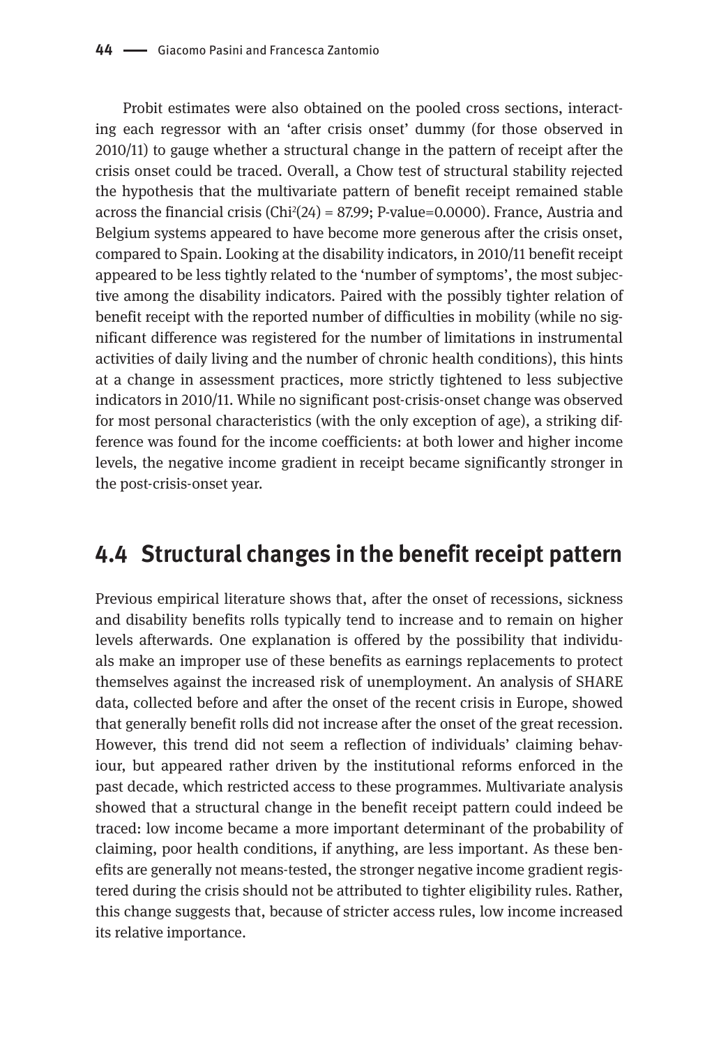Probit estimates were also obtained on the pooled cross sections, interacting each regressor with an 'after crisis onset' dummy (for those observed in 2010/11) to gauge whether a structural change in the pattern of receipt after the crisis onset could be traced. Overall, a Chow test of structural stability rejected the hypothesis that the multivariate pattern of benefit receipt remained stable across the financial crisis ($Chi^2(24) = 87.99$; P-value=0.0000). France, Austria and Belgium systems appeared to have become more generous after the crisis onset, compared to Spain. Looking at the disability indicators, in 2010/11 benefit receipt appeared to be less tightly related to the 'number of symptoms', the most subjective among the disability indicators. Paired with the possibly tighter relation of benefit receipt with the reported number of difficulties in mobility (while no significant difference was registered for the number of limitations in instrumental activities of daily living and the number of chronic health conditions), this hints at a change in assessment practices, more strictly tightened to less subjective indicators in 2010/11. While no significant post-crisis-onset change was observed for most personal characteristics (with the only exception of age), a striking difference was found for the income coefficients: at both lower and higher income levels, the negative income gradient in receipt became significantly stronger in the post-crisis-onset year.

## 4.4 Structural changes in the benefit receipt pattern

Previous empirical literature shows that, after the onset of recessions, sickness and disability benefits rolls typically tend to increase and to remain on higher levels afterwards. One explanation is offered by the possibility that individuals make an improper use of these benefits as earnings replacements to protect themselves against the increased risk of unemployment. An analysis of SHARE data, collected before and after the onset of the recent crisis in Europe, showed that generally benefit rolls did not increase after the onset of the great recession. However, this trend did not seem a reflection of individuals' claiming behaviour, but appeared rather driven by the institutional reforms enforced in the past decade, which restricted access to these programmes. Multivariate analysis showed that a structural change in the benefit receipt pattern could indeed be traced: low income became a more important determinant of the probability of claiming, poor health conditions, if anything, are less important. As these benefits are generally not means-tested, the stronger negative income gradient registered during the crisis should not be attributed to tighter eligibility rules. Rather, this change suggests that, because of stricter access rules, low income increased its relative importance.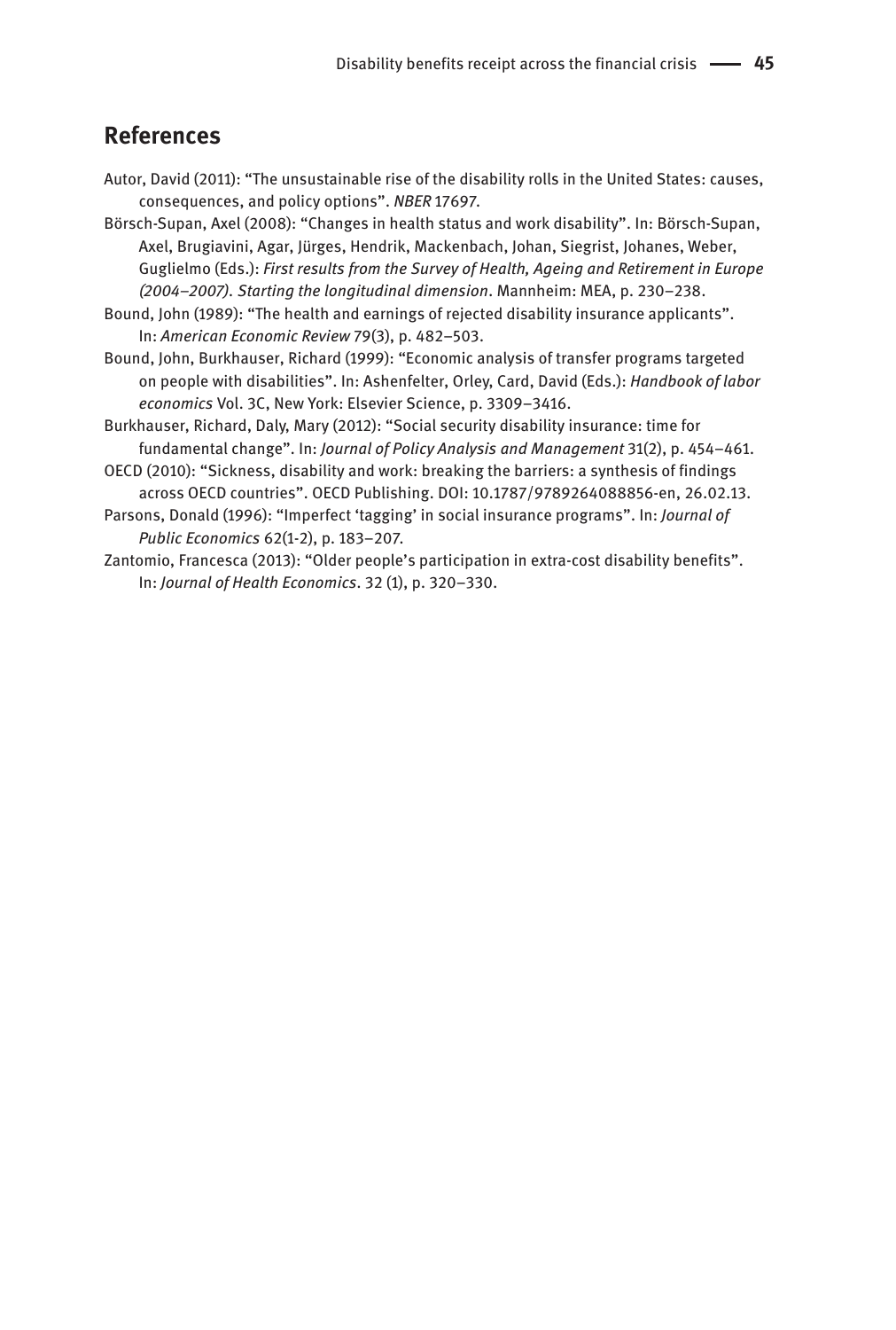## References

Autor, David (2011): "The unsustainable rise of the disability rolls in the United States: causes, consequences, and policy options". *NBER* 17697.

Börsch-Supan, Axel (2008): "Changes in health status and work disability". In: Börsch-Supan, Axel, Brugiavini, Agar, Jürges, Hendrik, Mackenbach, Johan, Siegrist, Johanes, Weber, Guglielmo (Eds.): *First results from the Survey of Health, Ageing and Retirement in Europe (2004–2007). Starting the longitudinal dimension*. Mannheim: MEA, p. 230–238.

Bound, John (1989): "The health and earnings of rejected disability insurance applicants". In: *American Economic Review* 79(3), p. 482–503.

Bound, John, Burkhauser, Richard (1999): "Economic analysis of transfer programs targeted on people with disabilities". In: Ashenfelter, Orley, Card, David (Eds.): *Handbook of labor economics* Vol. 3C, New York: Elsevier Science, p. 3309–3416.

Burkhauser, Richard, Daly, Mary (2012): "Social security disability insurance: time for fundamental change". In: *Journal of Policy Analysis and Management* 31(2), p. 454–461.

OECD (2010): "Sickness, disability and work: breaking the barriers: a synthesis of findings across OECD countries". OECD Publishing. DOI: 10.1787/9789264088856-en, 26.02.13.

Parsons, Donald (1996): "Imperfect 'tagging' in social insurance programs". In: *Journal of Public Economics* 62(1-2), p. 183–207.

Zantomio, Francesca (2013): "Older people's participation in extra-cost disability benefits". In: *Journal of Health Economics*. 32 (1), p. 320–330.